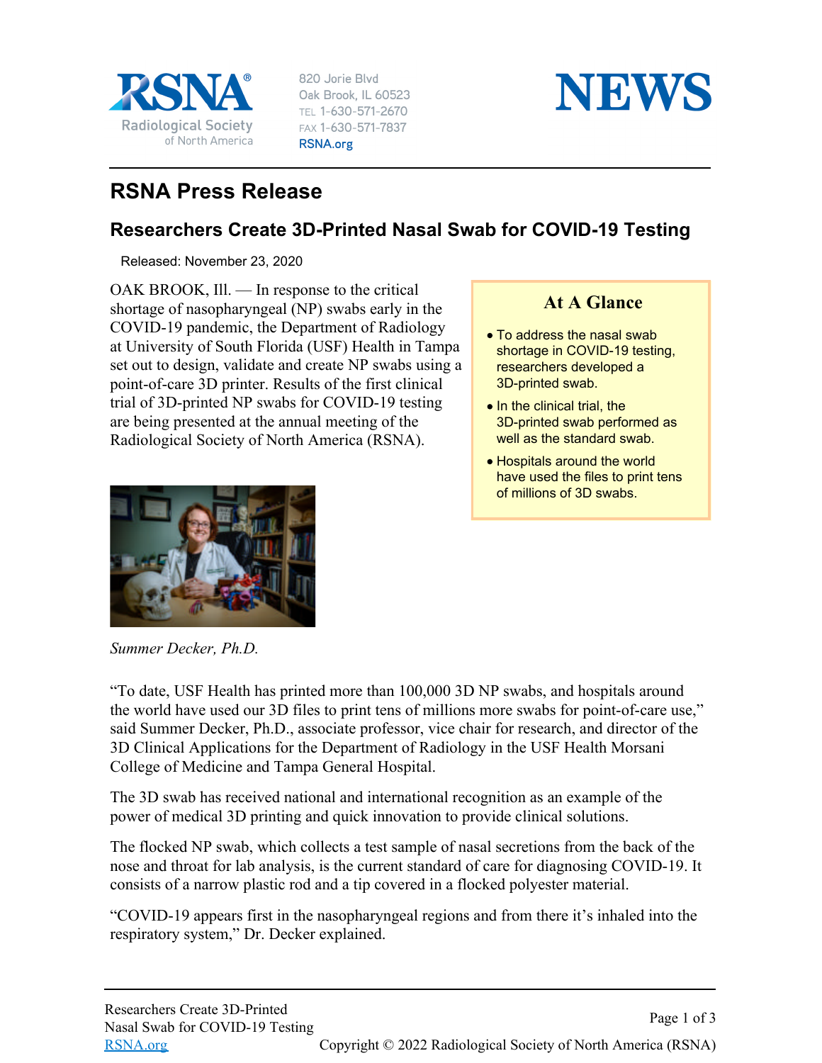# RSNA Press Release

## Researchers Create 3D-Printed Nasal Swab for COVID-19 Testing

Released: November 23, 2020

OAK BROOK, Ill. — In response to the critical shortage of nasopharyngeal (NP) swabs early in the COVID-19 pandemic, the Department of Radiology at University of South Florida (USF) Health in Tampa set out to design, validate and create NP swabs using a point-of-care 3D printer. Results of the first clinical trial of 3D-printed NP swabs for COVID-19 testing are being presented at the annual meeting of the Radiological Society of North America (RSNA).

### At A Glance

- To address the nasal swab shortage in COVID-19 testing, researchers developed a 3D-printed swab.
- In the clinical trial, the 3D-printed swab performed as well as the standard swab.
- Hospitals around the world have used the files to print tens of millions of 3D swabs.

*Summer Decker, Ph.D.*

"To date, USF Health has printed more than 100,000 3D NP swabs, and hospitals around the world have used our 3D files to print tens of millions more swabs for point-of-care use," said Summer Decker, Ph.D., associate professor, vice chair for research, and director of the 3D Clinical Applications for the Department of Radiology in the USF Health Morsani College of Medicine and Tampa General Hospital.

The 3D swab has received national and international recognition as an example of the power of medical 3D printing and quick innovation to provide clinical solutions.

The flocked NP swab, which collects a test sample of nasal secretions from the back of the nose and throat for lab analysis, is the current standard of care for diagnosing COVID-19. It consists of a narrow plastic rod and a tip covered in a flocked polyester material.

"COVID-19 appears first in the nasopharyngeal regions and from there it's inhaled into the respiratory system," Dr. Decker explained.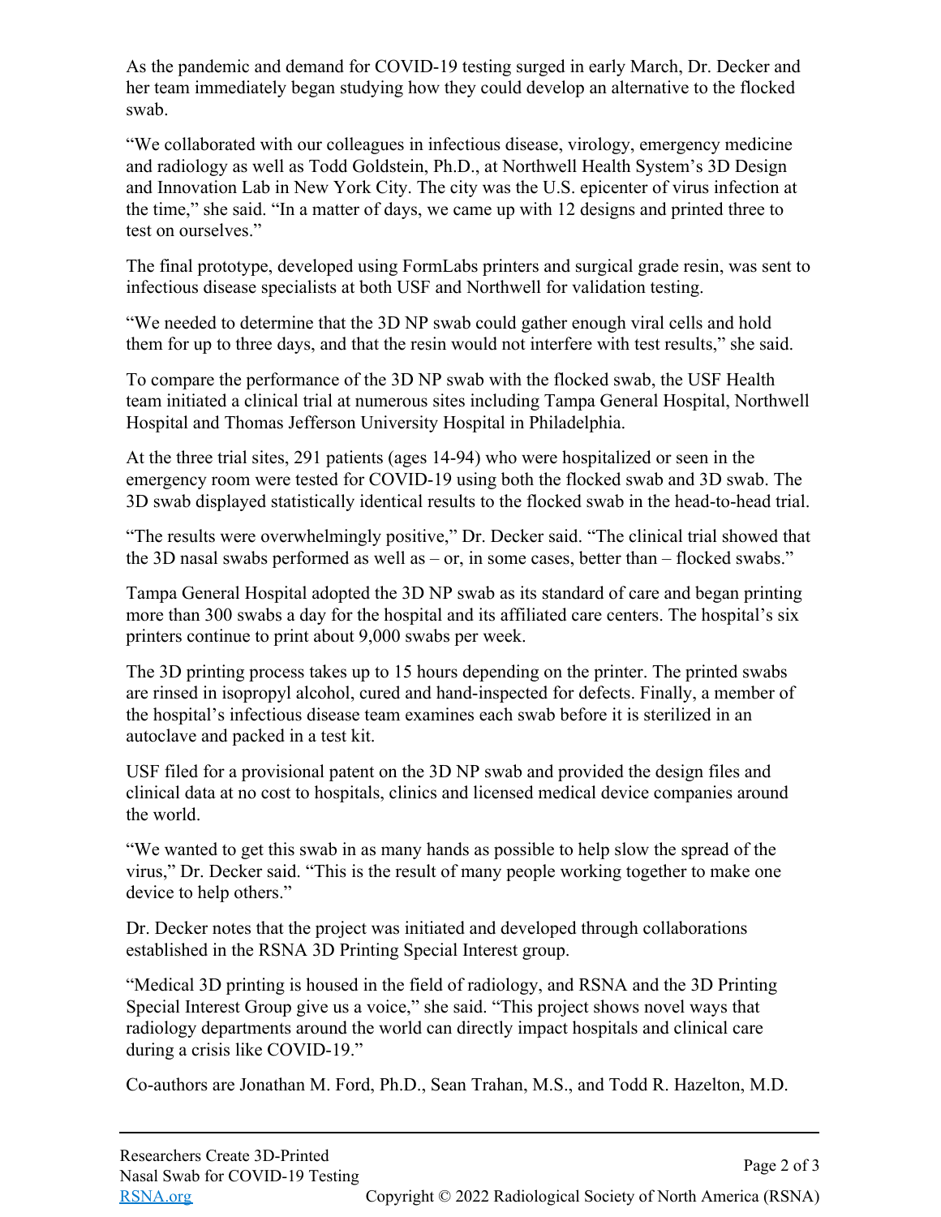As the pandemic and demand for COVID-19 testing surged in early March, Dr. Decker and her team immediately began studying how they could develop an alternative to the flocked swab.

"We collaborated with our colleagues in infectious disease, virology, emergency medicine and radiology as well as Todd Goldstein, Ph.D., at Northwell Health System's 3D Design and Innovation Lab in New York City. The city was the U.S. epicenter of virus infection at the time," she said. "In a matter of days, we came up with 12 designs and printed three to test on ourselves."

The final prototype, developed using FormLabs printers and surgical grade resin, was sent to infectious disease specialists at both USF and Northwell for validation testing.

"We needed to determine that the 3D NP swab could gather enough viral cells and hold them for up to three days, and that the resin would not interfere with test results," she said.

To compare the performance of the 3D NP swab with the flocked swab, the USF Health team initiated a clinical trial at numerous sites including Tampa General Hospital, Northwell Hospital and Thomas Jefferson University Hospital in Philadelphia.

At the three trial sites, 291 patients (ages 14-94) who were hospitalized or seen in the emergency room were tested for COVID-19 using both the flocked swab and 3D swab. The 3D swab displayed statistically identical results to the flocked swab in the head-to-head trial.

"The results were overwhelmingly positive," Dr. Decker said. "The clinical trial showed that the 3D nasal swabs performed as well as – or, in some cases, better than – flocked swabs."

Tampa General Hospital adopted the 3D NP swab as its standard of care and began printing more than 300 swabs a day for the hospital and its affiliated care centers. The hospital's six printers continue to print about 9,000 swabs per week.

The 3D printing process takes up to 15 hours depending on the printer. The printed swabs are rinsed in isopropyl alcohol, cured and hand-inspected for defects. Finally, a member of the hospital's infectious disease team examines each swab before it is sterilized in an autoclave and packed in a test kit.

USF filed for a provisional patent on the 3D NP swab and provided the design files and clinical data at no cost to hospitals, clinics and licensed medical device companies around the world.

"We wanted to get this swab in as many hands as possible to help slow the spread of the virus," Dr. Decker said. "This is the result of many people working together to make one device to help others."

Dr. Decker notes that the project was initiated and developed through collaborations established in the RSNA 3D Printing Special Interest group.

"Medical 3D printing is housed in the field of radiology, and RSNA and the 3D Printing Special Interest Group give us a voice," she said. "This project shows novel ways that radiology departments around the world can directly impact hospitals and clinical care during a crisis like COVID-19."

Co-authors are Jonathan M. Ford, Ph.D., Sean Trahan, M.S., and Todd R. Hazelton, M.D.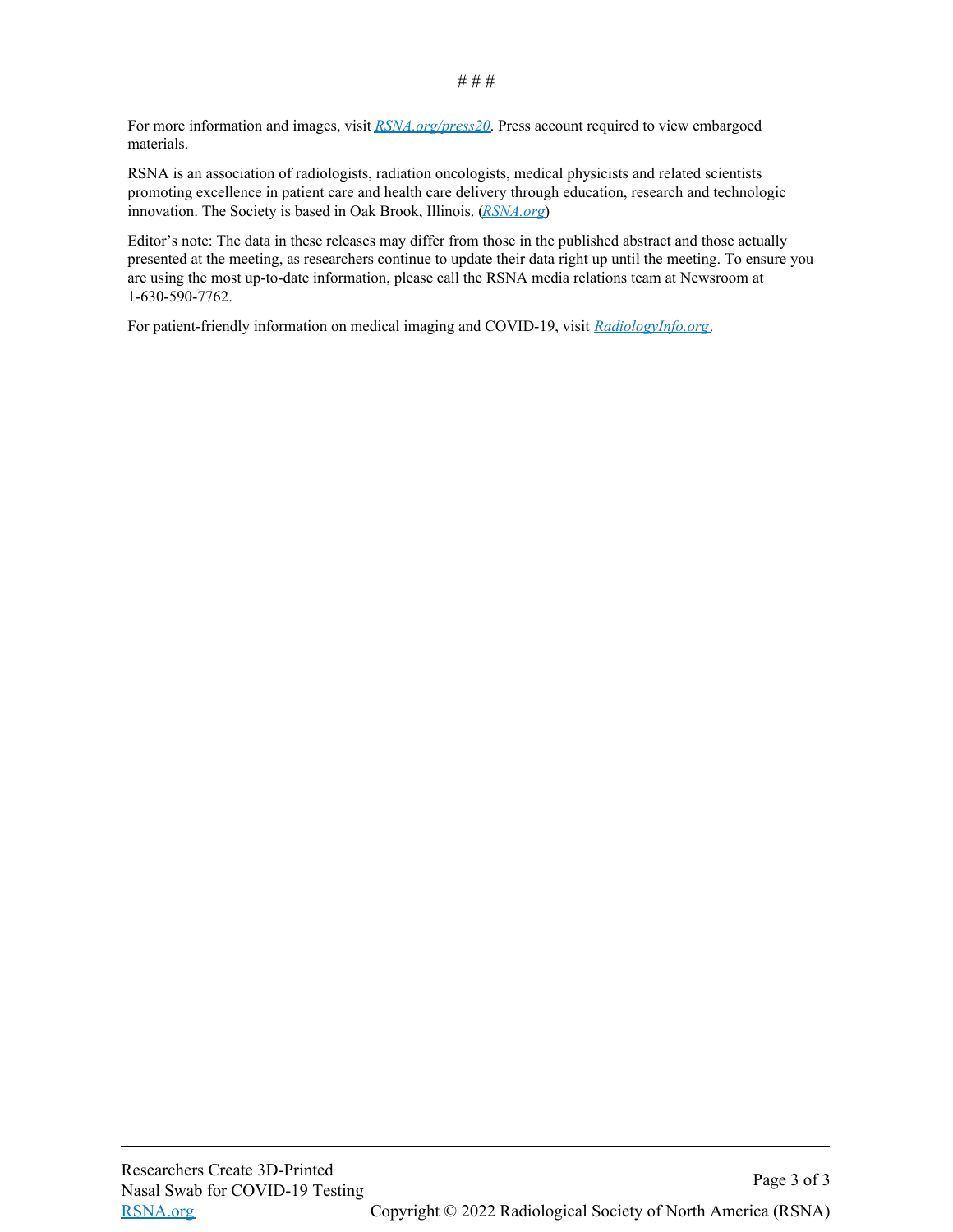# # #

For more information and images, visit *RSNA.org/press20*. Press account required to view embargoed materials.

RSNA is an association of radiologists, radiation oncologists, medical physicists and related scientists promoting excellence in patient care and health care delivery through education, research and technologic innovation. The Society is based in Oak Brook, Illinois. (*RSNA.org*)

Editor's note: The data in these releases may differ from those in the published abstract and those actually presented at the meeting, as researchers continue to update their data right up until the meeting. To ensure you are using the most up-to-date information, please call the RSNA media relations team at Newsroom at 1-630-590-7762.

For patient-friendly information on medical imaging and COVID-19, visit *RadiologyInfo.org*.